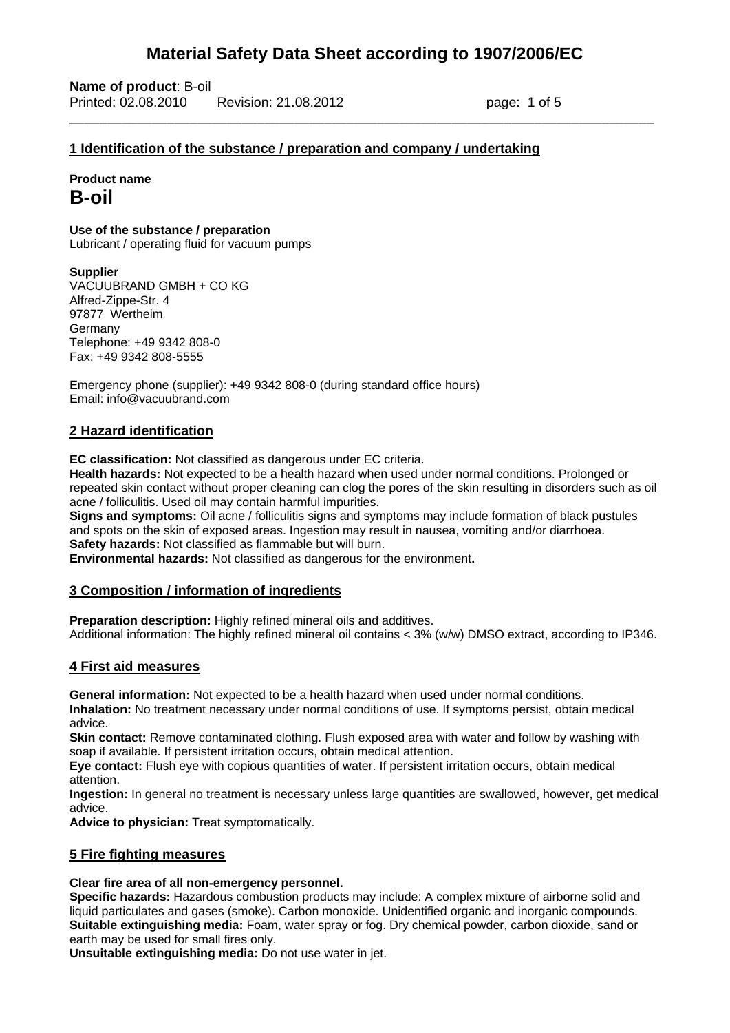# Material Safety Data Sheet according to 1907/2006/EC

**Name of product**: B-oil
Printed: 02.08.2010 Revision: 21.08.2012

## 1 Identification of the substance / preparation and company / undertaking

**Product name**
**B-oil**

**Use of the substance / preparation**
Lubricant / operating fluid for vacuum pumps

**Supplier**
VACUUBRAND GMBH + CO KG
Alfred-Zippe-Str. 4
97877 Wertheim
Germany
Telephone: +49 9342 808-0
Fax: +49 9342 808-5555

Emergency phone (supplier): +49 9342 808-0 (during standard office hours)
Email: info@vacuubrand.com

## 2 Hazard identification

**EC classification:** Not classified as dangerous under EC criteria.
**Health hazards:** Not expected to be a health hazard when used under normal conditions. Prolonged or repeated skin contact without proper cleaning can clog the pores of the skin resulting in disorders such as oil acne / folliculitis. Used oil may contain harmful impurities.
**Signs and symptoms:** Oil acne / folliculitis signs and symptoms may include formation of black pustules and spots on the skin of exposed areas. Ingestion may result in nausea, vomiting and/or diarrhoea.
**Safety hazards:** Not classified as flammable but will burn.
**Environmental hazards:** Not classified as dangerous for the environment**.**

## 3 Composition / information of ingredients

**Preparation description:** Highly refined mineral oils and additives.
Additional information: The highly refined mineral oil contains < 3% (w/w) DMSO extract, according to IP346.

## 4 First aid measures

**General information:** Not expected to be a health hazard when used under normal conditions.
**Inhalation:** No treatment necessary under normal conditions of use. If symptoms persist, obtain medical advice.
**Skin contact:** Remove contaminated clothing. Flush exposed area with water and follow by washing with soap if available. If persistent irritation occurs, obtain medical attention.
**Eye contact:** Flush eye with copious quantities of water. If persistent irritation occurs, obtain medical attention.
**Ingestion:** In general no treatment is necessary unless large quantities are swallowed, however, get medical advice.
**Advice to physician:** Treat symptomatically.

## 5 Fire fighting measures

**Clear fire area of all non-emergency personnel.**
**Specific hazards:** Hazardous combustion products may include: A complex mixture of airborne solid and liquid particulates and gases (smoke). Carbon monoxide. Unidentified organic and inorganic compounds.
**Suitable extinguishing media:** Foam, water spray or fog. Dry chemical powder, carbon dioxide, sand or earth may be used for small fires only.
**Unsuitable extinguishing media:** Do not use water in jet.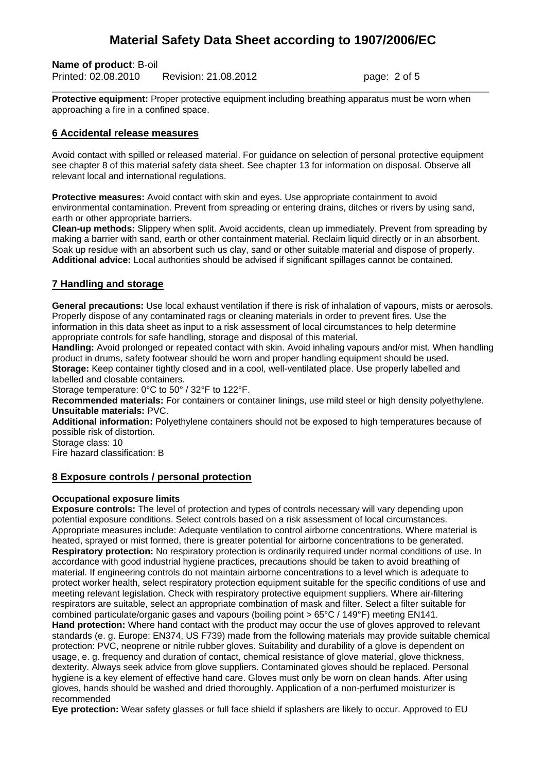**Protective equipment:** Proper protective equipment including breathing apparatus must be worn when approaching a fire in a confined space.

## 6 Accidental release measures

Avoid contact with spilled or released material. For guidance on selection of personal protective equipment see chapter 8 of this material safety data sheet. See chapter 13 for information on disposal. Observe all relevant local and international regulations.

**Protective measures:** Avoid contact with skin and eyes. Use appropriate containment to avoid environmental contamination. Prevent from spreading or entering drains, ditches or rivers by using sand, earth or other appropriate barriers.
**Clean-up methods:** Slippery when split. Avoid accidents, clean up immediately. Prevent from spreading by making a barrier with sand, earth or other containment material. Reclaim liquid directly or in an absorbent. Soak up residue with an absorbent such us clay, sand or other suitable material and dispose of properly.
**Additional advice:** Local authorities should be advised if significant spillages cannot be contained.

## 7 Handling and storage

**General precautions:** Use local exhaust ventilation if there is risk of inhalation of vapours, mists or aerosols. Properly dispose of any contaminated rags or cleaning materials in order to prevent fires. Use the information in this data sheet as input to a risk assessment of local circumstances to help determine appropriate controls for safe handling, storage and disposal of this material.
**Handling:** Avoid prolonged or repeated contact with skin. Avoid inhaling vapours and/or mist. When handling product in drums, safety footwear should be worn and proper handling equipment should be used.
**Storage:** Keep container tightly closed and in a cool, well-ventilated place. Use properly labelled and labelled and closable containers.
Storage temperature: 0°C to 50° / 32°F to 122°F.
**Recommended materials:** For containers or container linings, use mild steel or high density polyethylene.
**Unsuitable materials:** PVC.
**Additional information:** Polyethylene containers should not be exposed to high temperatures because of possible risk of distortion.
Storage class: 10
Fire hazard classification: B

## 8 Exposure controls / personal protection

**Occupational exposure limits**
**Exposure controls:** The level of protection and types of controls necessary will vary depending upon potential exposure conditions. Select controls based on a risk assessment of local circumstances. Appropriate measures include: Adequate ventilation to control airborne concentrations. Where material is heated, sprayed or mist formed, there is greater potential for airborne concentrations to be generated.
**Respiratory protection:** No respiratory protection is ordinarily required under normal conditions of use. In accordance with good industrial hygiene practices, precautions should be taken to avoid breathing of material. If engineering controls do not maintain airborne concentrations to a level which is adequate to protect worker health, select respiratory protection equipment suitable for the specific conditions of use and meeting relevant legislation. Check with respiratory protective equipment suppliers. Where air-filtering respirators are suitable, select an appropriate combination of mask and filter. Select a filter suitable for combined particulate/organic gases and vapours (boiling point > 65°C / 149°F) meeting EN141.
**Hand protection:** Where hand contact with the product may occur the use of gloves approved to relevant standards (e. g. Europe: EN374, US F739) made from the following materials may provide suitable chemical protection: PVC, neoprene or nitrile rubber gloves. Suitability and durability of a glove is dependent on usage, e. g. frequency and duration of contact, chemical resistance of glove material, glove thickness, dexterity. Always seek advice from glove suppliers. Contaminated gloves should be replaced. Personal hygiene is a key element of effective hand care. Gloves must only be worn on clean hands. After using gloves, hands should be washed and dried thoroughly. Application of a non-perfumed moisturizer is recommended
**Eye protection:** Wear safety glasses or full face shield if splashers are likely to occur. Approved to EU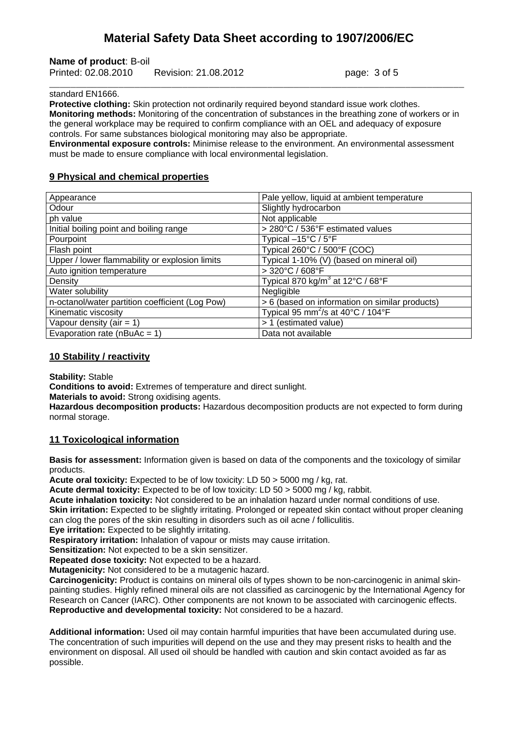standard EN1666.

**Protective clothing:** Skin protection not ordinarily required beyond standard issue work clothes.

**Monitoring methods:** Monitoring of the concentration of substances in the breathing zone of workers or in the general workplace may be required to confirm compliance with an OEL and adequacy of exposure controls. For same substances biological monitoring may also be appropriate.

**Environmental exposure controls:** Minimise release to the environment. An environmental assessment must be made to ensure compliance with local environmental legislation.

## 9 Physical and chemical properties

| Appearance | Pale yellow, liquid at ambient temperature |
|---|---|
| Odour | Slightly hydrocarbon |
| ph value | Not applicable |
| Initial boiling point and boiling range | > 280°C / 536°F estimated values |
| Pourpoint | Typical –15°C / 5°F |
| Flash point | Typical 260°C / 500°F (COC) |
| Upper / lower flammability or explosion limits | Typical 1-10% (V) (based on mineral oil) |
| Auto ignition temperature | > 320°C / 608°F |
| Density | Typical 870 kg/m$^3$ at 12°C / 68°F |
| Water solubility | Negligible |
| n-octanol/water partition coefficient (Log Pow) | > 6 (based on information on similar products) |
| Kinematic viscosity | Typical 95 mm$^2$/s at 40°C / 104°F |
| Vapour density (air = 1) | > 1 (estimated value) |
| Evaporation rate (nBuAc = 1) | Data not available |

## 10 Stability / reactivity

**Stability:** Stable

**Conditions to avoid:** Extremes of temperature and direct sunlight.

**Materials to avoid:** Strong oxidising agents.

**Hazardous decomposition products:** Hazardous decomposition products are not expected to form during normal storage.

## 11 Toxicological information

**Basis for assessment:** Information given is based on data of the components and the toxicology of similar products.

**Acute oral toxicity:** Expected to be of low toxicity: LD 50 > 5000 mg / kg, rat.

**Acute dermal toxicity:** Expected to be of low toxicity: LD 50 > 5000 mg / kg, rabbit.

**Acute inhalation toxicity:** Not considered to be an inhalation hazard under normal conditions of use.

**Skin irritation:** Expected to be slightly irritating. Prolonged or repeated skin contact without proper cleaning can clog the pores of the skin resulting in disorders such as oil acne / folliculitis.

**Eye irritation:** Expected to be slightly irritating.

**Respiratory irritation:** Inhalation of vapour or mists may cause irritation.

**Sensitization:** Not expected to be a skin sensitizer.

**Repeated dose toxicity:** Not expected to be a hazard.

**Mutagenicity:** Not considered to be a mutagenic hazard.

**Carcinogenicity:** Product is contains on mineral oils of types shown to be non-carcinogenic in animal skin-painting studies. Highly refined mineral oils are not classified as carcinogenic by the International Agency for Research on Cancer (IARC). Other components are not known to be associated with carcinogenic effects.

**Reproductive and developmental toxicity:** Not considered to be a hazard.

**Additional information:** Used oil may contain harmful impurities that have been accumulated during use. The concentration of such impurities will depend on the use and they may present risks to health and the environment on disposal. All used oil should be handled with caution and skin contact avoided as far as possible.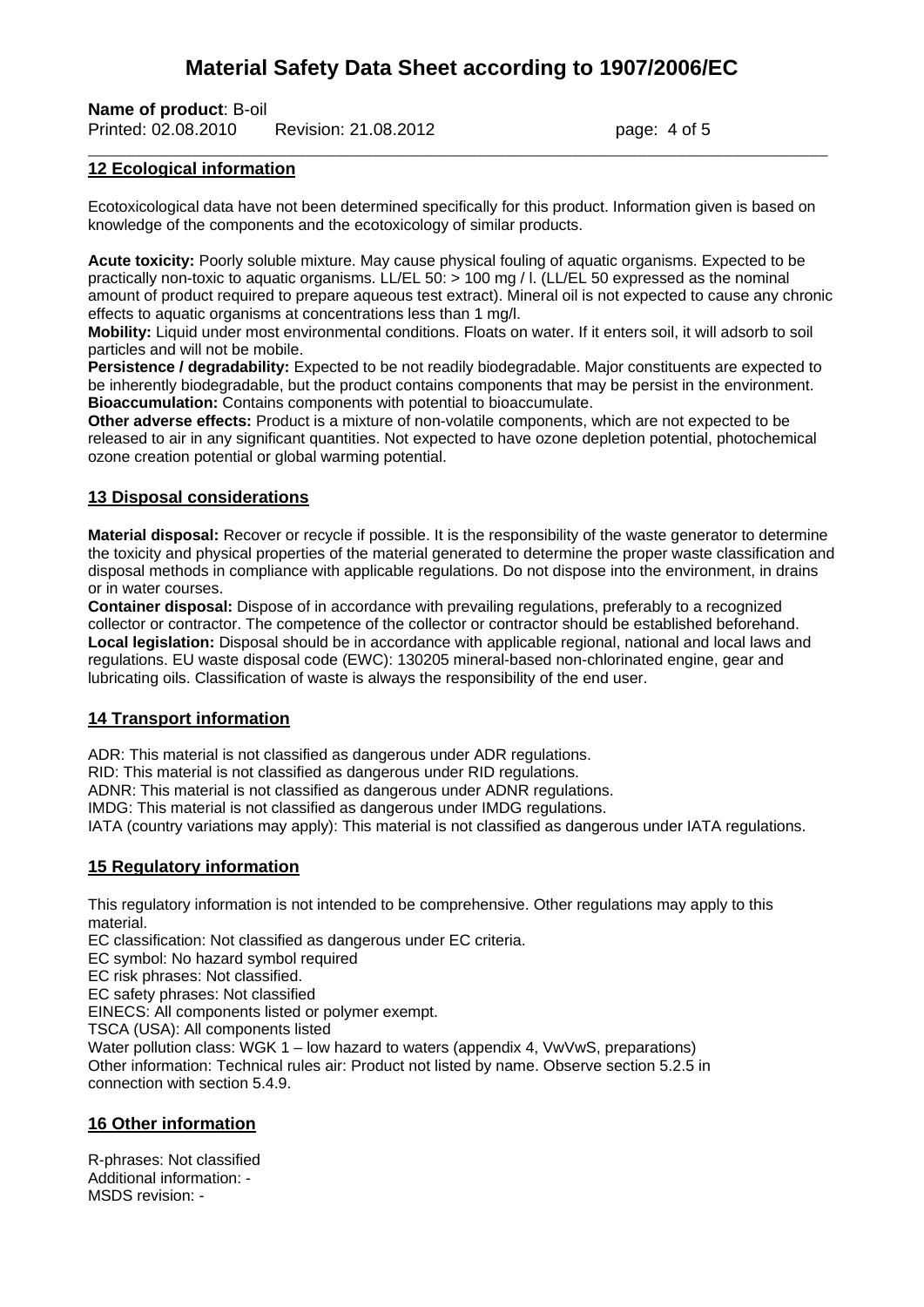## 12 Ecological information

Ecotoxicological data have not been determined specifically for this product. Information given is based on knowledge of the components and the ecotoxicology of similar products.

**Acute toxicity:** Poorly soluble mixture. May cause physical fouling of aquatic organisms. Expected to be practically non-toxic to aquatic organisms. LL/EL 50: > 100 mg / l. (LL/EL 50 expressed as the nominal amount of product required to prepare aqueous test extract). Mineral oil is not expected to cause any chronic effects to aquatic organisms at concentrations less than 1 mg/l.
**Mobility:** Liquid under most environmental conditions. Floats on water. If it enters soil, it will adsorb to soil particles and will not be mobile.
**Persistence / degradability:** Expected to be not readily biodegradable. Major constituents are expected to be inherently biodegradable, but the product contains components that may be persist in the environment.
**Bioaccumulation:** Contains components with potential to bioaccumulate.
**Other adverse effects:** Product is a mixture of non-volatile components, which are not expected to be released to air in any significant quantities. Not expected to have ozone depletion potential, photochemical ozone creation potential or global warming potential.

## 13 Disposal considerations

**Material disposal:** Recover or recycle if possible. It is the responsibility of the waste generator to determine the toxicity and physical properties of the material generated to determine the proper waste classification and disposal methods in compliance with applicable regulations. Do not dispose into the environment, in drains or in water courses.
**Container disposal:** Dispose of in accordance with prevailing regulations, preferably to a recognized collector or contractor. The competence of the collector or contractor should be established beforehand.
**Local legislation:** Disposal should be in accordance with applicable regional, national and local laws and regulations. EU waste disposal code (EWC): 130205 mineral-based non-chlorinated engine, gear and lubricating oils. Classification of waste is always the responsibility of the end user.

## 14 Transport information

ADR: This material is not classified as dangerous under ADR regulations.
RID: This material is not classified as dangerous under RID regulations.
ADNR: This material is not classified as dangerous under ADNR regulations.
IMDG: This material is not classified as dangerous under IMDG regulations.
IATA (country variations may apply): This material is not classified as dangerous under IATA regulations.

## 15 Regulatory information

This regulatory information is not intended to be comprehensive. Other regulations may apply to this material.
EC classification: Not classified as dangerous under EC criteria.
EC symbol: No hazard symbol required
EC risk phrases: Not classified.
EC safety phrases: Not classified
EINECS: All components listed or polymer exempt.
TSCA (USA): All components listed
Water pollution class: WGK 1 – low hazard to waters (appendix 4, VwVwS, preparations)
Other information: Technical rules air: Product not listed by name. Observe section 5.2.5 in connection with section 5.4.9.

## 16 Other information

R-phrases: Not classified
Additional information: -
MSDS revision: -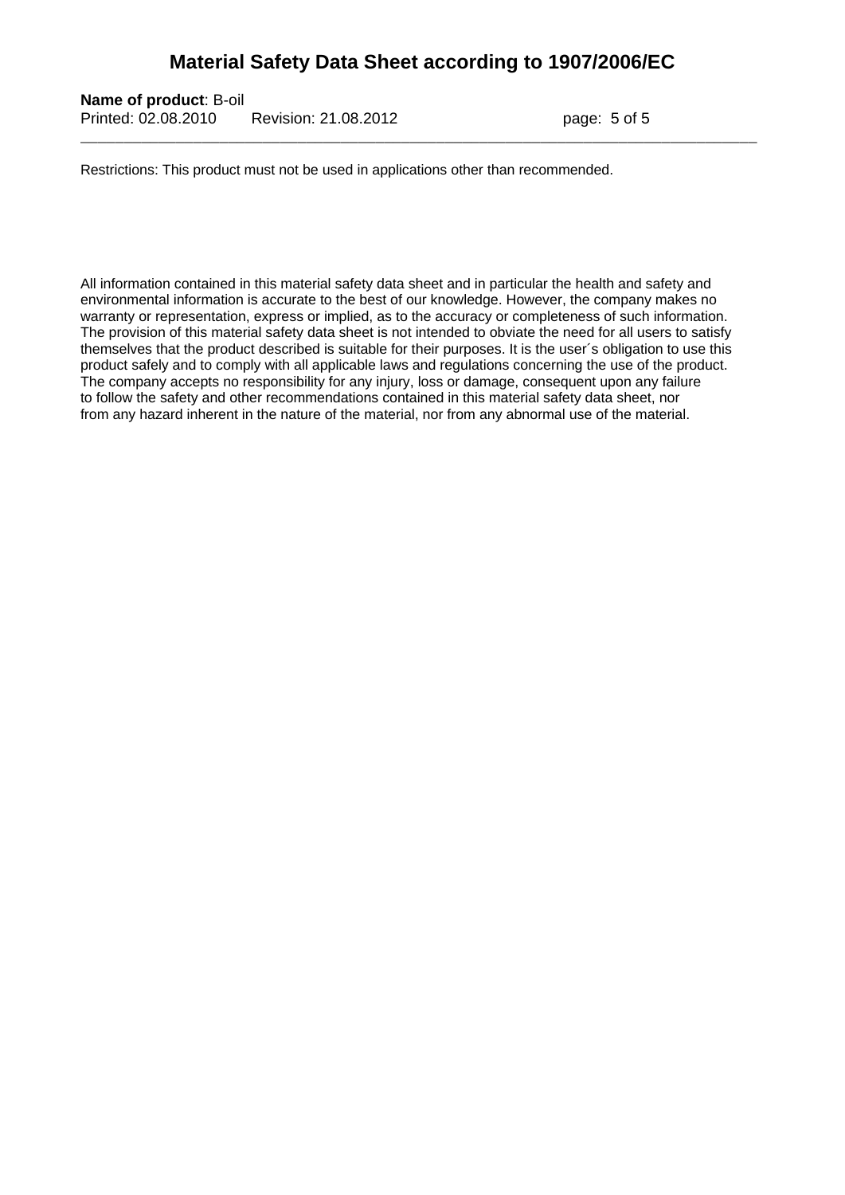Restrictions: This product must not be used in applications other than recommended.

All information contained in this material safety data sheet and in particular the health and safety and environmental information is accurate to the best of our knowledge. However, the company makes no warranty or representation, express or implied, as to the accuracy or completeness of such information. The provision of this material safety data sheet is not intended to obviate the need for all users to satisfy themselves that the product described is suitable for their purposes. It is the user´s obligation to use this product safely and to comply with all applicable laws and regulations concerning the use of the product. The company accepts no responsibility for any injury, loss or damage, consequent upon any failure to follow the safety and other recommendations contained in this material safety data sheet, nor from any hazard inherent in the nature of the material, nor from any abnormal use of the material.